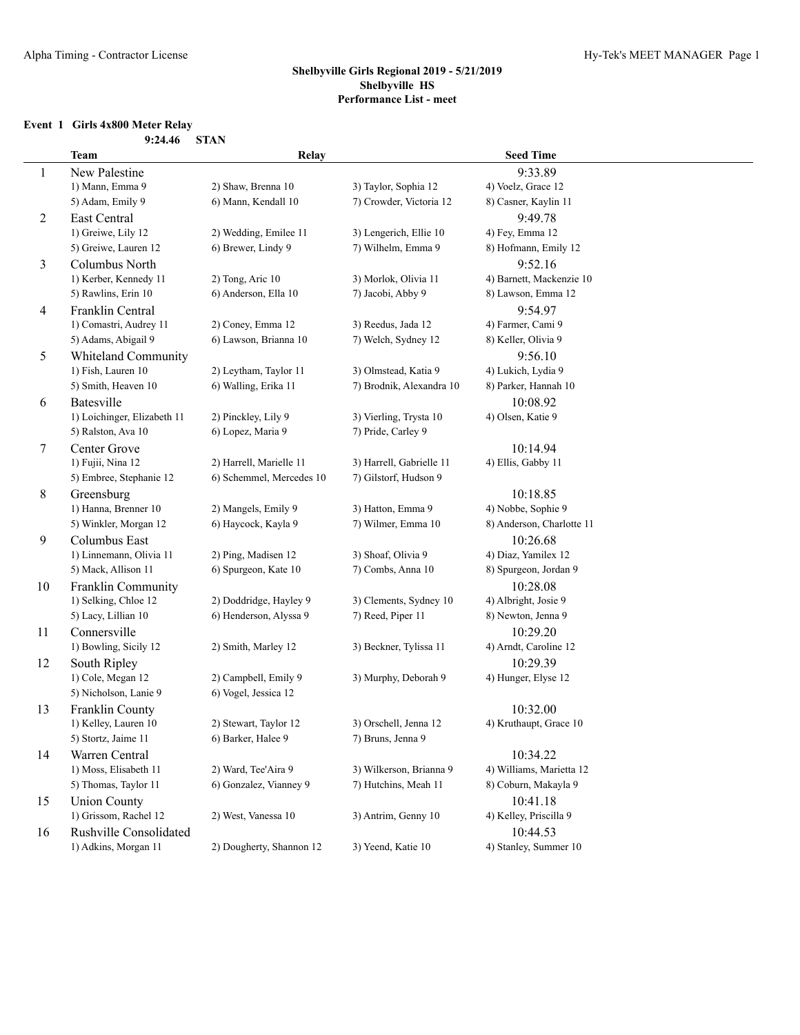**Shelbyville Girls Regional 2019 - 5/21/2019**
**Shelbyville HS**
**Performance List - meet**

### Event 1 Girls 4x800 Meter Relay

**9:24.46 STAN**

| | Team | Relay | | Seed Time |
|---|---|---|---|---|
| 1 | New Palestine | | | 9:33.89 |
| | 1) Mann, Emma 9 | 2) Shaw, Brenna 10 | 3) Taylor, Sophia 12 | 4) Voelz, Grace 12 |
| | 5) Adam, Emily 9 | 6) Mann, Kendall 10 | 7) Crowder, Victoria 12 | 8) Casner, Kaylin 11 |
| 2 | East Central | | | 9:49.78 |
| | 1) Greiwe, Lily 12 | 2) Wedding, Emilee 11 | 3) Lengerich, Ellie 10 | 4) Fey, Emma 12 |
| | 5) Greiwe, Lauren 12 | 6) Brewer, Lindy 9 | 7) Wilhelm, Emma 9 | 8) Hofmann, Emily 12 |
| 3 | Columbus North | | | 9:52.16 |
| | 1) Kerber, Kennedy 11 | 2) Tong, Aric 10 | 3) Morlok, Olivia 11 | 4) Barnett, Mackenzie 10 |
| | 5) Rawlins, Erin 10 | 6) Anderson, Ella 10 | 7) Jacobi, Abby 9 | 8) Lawson, Emma 12 |
| 4 | Franklin Central | | | 9:54.97 |
| | 1) Comastri, Audrey 11 | 2) Coney, Emma 12 | 3) Reedus, Jada 12 | 4) Farmer, Cami 9 |
| | 5) Adams, Abigail 9 | 6) Lawson, Brianna 10 | 7) Welch, Sydney 12 | 8) Keller, Olivia 9 |
| 5 | Whiteland Community | | | 9:56.10 |
| | 1) Fish, Lauren 10 | 2) Leytham, Taylor 11 | 3) Olmstead, Katia 9 | 4) Lukich, Lydia 9 |
| | 5) Smith, Heaven 10 | 6) Walling, Erika 11 | 7) Brodnik, Alexandra 10 | 8) Parker, Hannah 10 |
| 6 | Batesville | | | 10:08.92 |
| | 1) Loichinger, Elizabeth 11 | 2) Pinckley, Lily 9 | 3) Vierling, Trysta 10 | 4) Olsen, Katie 9 |
| | 5) Ralston, Ava 10 | 6) Lopez, Maria 9 | 7) Pride, Carley 9 | |
| 7 | Center Grove | | | 10:14.94 |
| | 1) Fujii, Nina 12 | 2) Harrell, Marielle 11 | 3) Harrell, Gabrielle 11 | 4) Ellis, Gabby 11 |
| | 5) Embree, Stephanie 12 | 6) Schemmel, Mercedes 10 | 7) Gilstorf, Hudson 9 | |
| 8 | Greensburg | | | 10:18.85 |
| | 1) Hanna, Brenner 10 | 2) Mangels, Emily 9 | 3) Hatton, Emma 9 | 4) Nobbe, Sophie 9 |
| | 5) Winkler, Morgan 12 | 6) Haycock, Kayla 9 | 7) Wilmer, Emma 10 | 8) Anderson, Charlotte 11 |
| 9 | Columbus East | | | 10:26.68 |
| | 1) Linnemann, Olivia 11 | 2) Ping, Madisen 12 | 3) Shoaf, Olivia 9 | 4) Diaz, Yamilex 12 |
| | 5) Mack, Allison 11 | 6) Spurgeon, Kate 10 | 7) Combs, Anna 10 | 8) Spurgeon, Jordan 9 |
| 10 | Franklin Community | | | 10:28.08 |
| | 1) Selking, Chloe 12 | 2) Doddridge, Hayley 9 | 3) Clements, Sydney 10 | 4) Albright, Josie 9 |
| | 5) Lacy, Lillian 10 | 6) Henderson, Alyssa 9 | 7) Reed, Piper 11 | 8) Newton, Jenna 9 |
| 11 | Connersville | | | 10:29.20 |
| | 1) Bowling, Sicily 12 | 2) Smith, Marley 12 | 3) Beckner, Tylissa 11 | 4) Arndt, Caroline 12 |
| 12 | South Ripley | | | 10:29.39 |
| | 1) Cole, Megan 12 | 2) Campbell, Emily 9 | 3) Murphy, Deborah 9 | 4) Hunger, Elyse 12 |
| | 5) Nicholson, Lanie 9 | 6) Vogel, Jessica 12 | | |
| 13 | Franklin County | | | 10:32.00 |
| | 1) Kelley, Lauren 10 | 2) Stewart, Taylor 12 | 3) Orschell, Jenna 12 | 4) Kruthaupt, Grace 10 |
| | 5) Stortz, Jaime 11 | 6) Barker, Halee 9 | 7) Bruns, Jenna 9 | |
| 14 | Warren Central | | | 10:34.22 |
| | 1) Moss, Elisabeth 11 | 2) Ward, Tee'Aira 9 | 3) Wilkerson, Brianna 9 | 4) Williams, Marietta 12 |
| | 5) Thomas, Taylor 11 | 6) Gonzalez, Vianney 9 | 7) Hutchins, Meah 11 | 8) Coburn, Makayla 9 |
| 15 | Union County | | | 10:41.18 |
| | 1) Grissom, Rachel 12 | 2) West, Vanessa 10 | 3) Antrim, Genny 10 | 4) Kelley, Priscilla 9 |
| 16 | Rushville Consolidated | | | 10:44.53 |
| | 1) Adkins, Morgan 11 | 2) Dougherty, Shannon 12 | 3) Yeend, Katie 10 | 4) Stanley, Summer 10 |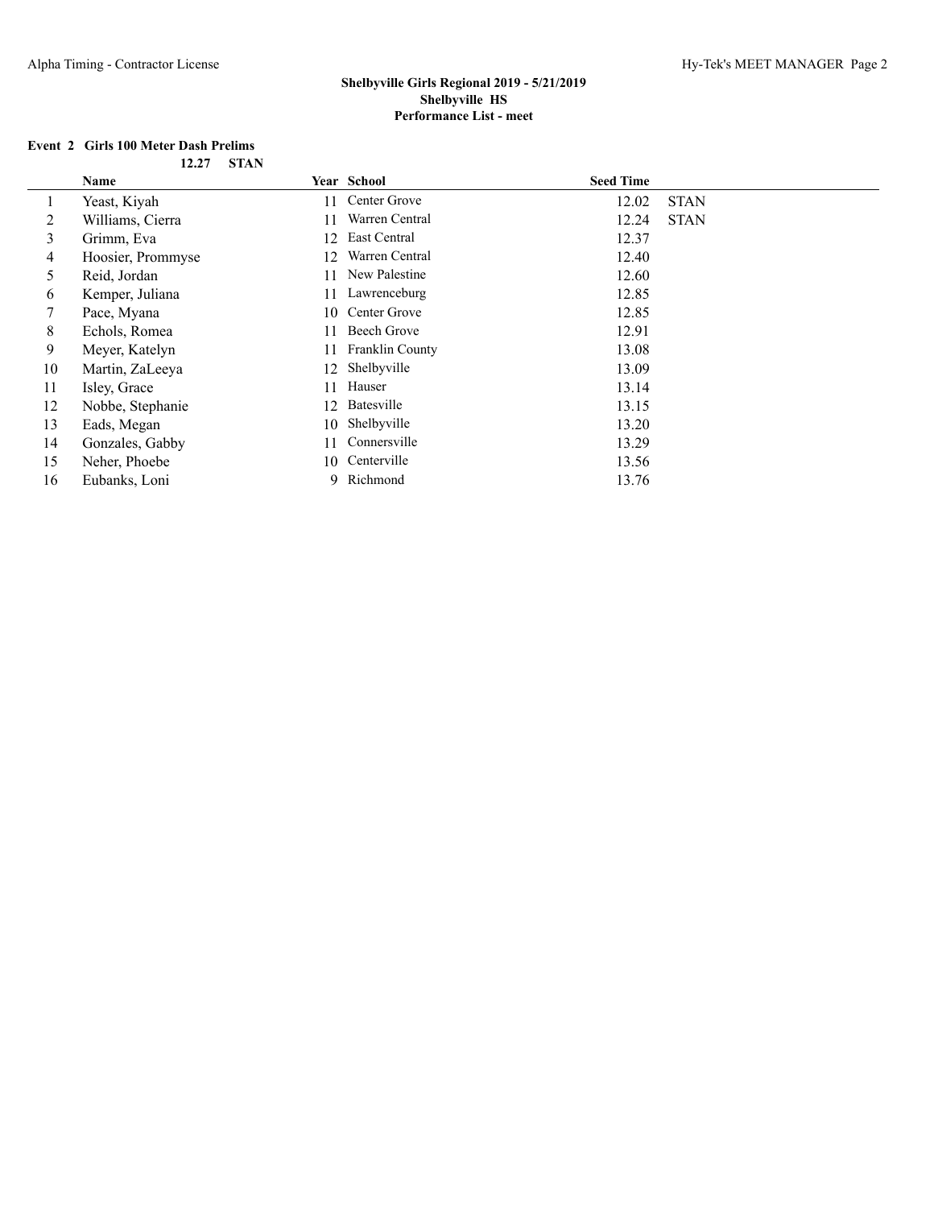**Shelbyville Girls Regional 2019 - 5/21/2019**
**Shelbyville HS**
**Performance List - meet**

### Event 2 Girls 100 Meter Dash Prelims

**12.27 STAN**

| | Name | Year | School | Seed Time | |
|---|---|---|---|---|---|
| 1 | Yeast, Kiyah | 11 | Center Grove | 12.02 | STAN |
| 2 | Williams, Cierra | 11 | Warren Central | 12.24 | STAN |
| 3 | Grimm, Eva | 12 | East Central | 12.37 | |
| 4 | Hoosier, Prommyse | 12 | Warren Central | 12.40 | |
| 5 | Reid, Jordan | 11 | New Palestine | 12.60 | |
| 6 | Kemper, Juliana | 11 | Lawrenceburg | 12.85 | |
| 7 | Pace, Myana | 10 | Center Grove | 12.85 | |
| 8 | Echols, Romea | 11 | Beech Grove | 12.91 | |
| 9 | Meyer, Katelyn | 11 | Franklin County | 13.08 | |
| 10 | Martin, ZaLeeya | 12 | Shelbyville | 13.09 | |
| 11 | Isley, Grace | 11 | Hauser | 13.14 | |
| 12 | Nobbe, Stephanie | 12 | Batesville | 13.15 | |
| 13 | Eads, Megan | 10 | Shelbyville | 13.20 | |
| 14 | Gonzales, Gabby | 11 | Connersville | 13.29 | |
| 15 | Neher, Phoebe | 10 | Centerville | 13.56 | |
| 16 | Eubanks, Loni | 9 | Richmond | 13.76 | |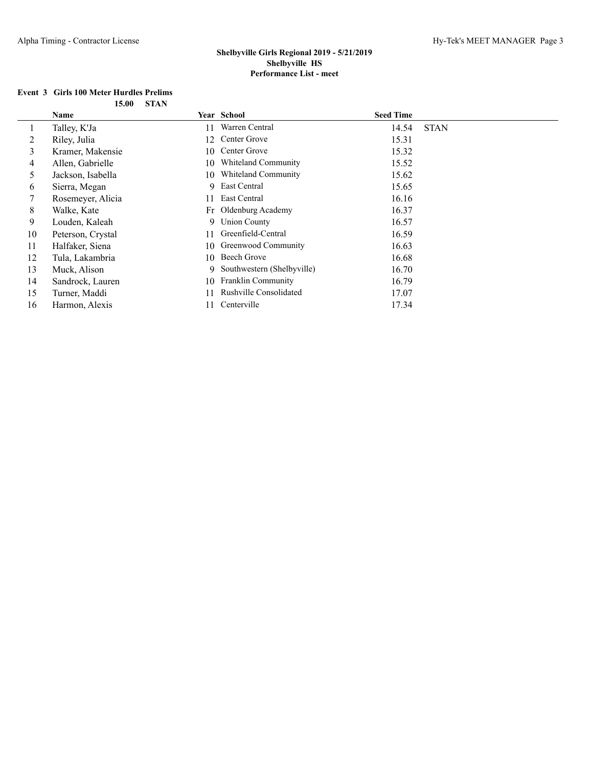**Shelbyville Girls Regional 2019 - 5/21/2019**
**Shelbyville HS**
**Performance List - meet**

**Event 3 Girls 100 Meter Hurdles Prelims**

**15.00 STAN**

| | Name | Year | School | Seed Time | |
|---|---|---|---|---|---|
| 1 | Talley, K'Ja | 11 | Warren Central | 14.54 | STAN |
| 2 | Riley, Julia | 12 | Center Grove | 15.31 | |
| 3 | Kramer, Makensie | 10 | Center Grove | 15.32 | |
| 4 | Allen, Gabrielle | 10 | Whiteland Community | 15.52 | |
| 5 | Jackson, Isabella | 10 | Whiteland Community | 15.62 | |
| 6 | Sierra, Megan | 9 | East Central | 15.65 | |
| 7 | Rosemeyer, Alicia | 11 | East Central | 16.16 | |
| 8 | Walke, Kate | Fr | Oldenburg Academy | 16.37 | |
| 9 | Louden, Kaleah | 9 | Union County | 16.57 | |
| 10 | Peterson, Crystal | 11 | Greenfield-Central | 16.59 | |
| 11 | Halfaker, Siena | 10 | Greenwood Community | 16.63 | |
| 12 | Tula, Lakambria | 10 | Beech Grove | 16.68 | |
| 13 | Muck, Alison | 9 | Southwestern (Shelbyville) | 16.70 | |
| 14 | Sandrock, Lauren | 10 | Franklin Community | 16.79 | |
| 15 | Turner, Maddi | 11 | Rushville Consolidated | 17.07 | |
| 16 | Harmon, Alexis | 11 | Centerville | 17.34 | |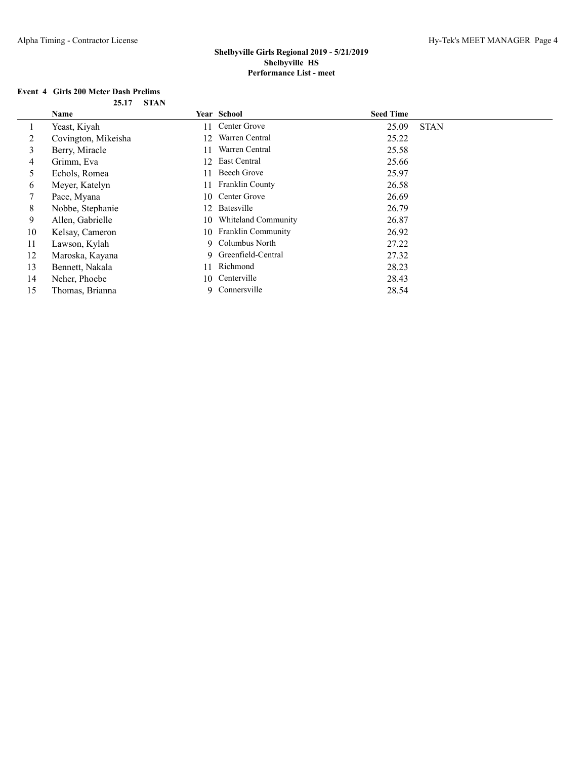**Shelbyville Girls Regional 2019 - 5/21/2019**
**Shelbyville HS**
**Performance List - meet**

**Event 4 Girls 200 Meter Dash Prelims**

**25.17 STAN**

| | Name | Year | School | Seed Time | |
|---|---|---|---|---|---|
| 1 | Yeast, Kiyah | 11 | Center Grove | 25.09 | STAN |
| 2 | Covington, Mikeisha | 12 | Warren Central | 25.22 | |
| 3 | Berry, Miracle | 11 | Warren Central | 25.58 | |
| 4 | Grimm, Eva | 12 | East Central | 25.66 | |
| 5 | Echols, Romea | 11 | Beech Grove | 25.97 | |
| 6 | Meyer, Katelyn | 11 | Franklin County | 26.58 | |
| 7 | Pace, Myana | 10 | Center Grove | 26.69 | |
| 8 | Nobbe, Stephanie | 12 | Batesville | 26.79 | |
| 9 | Allen, Gabrielle | 10 | Whiteland Community | 26.87 | |
| 10 | Kelsay, Cameron | 10 | Franklin Community | 26.92 | |
| 11 | Lawson, Kylah | 9 | Columbus North | 27.22 | |
| 12 | Maroska, Kayana | 9 | Greenfield-Central | 27.32 | |
| 13 | Bennett, Nakala | 11 | Richmond | 28.23 | |
| 14 | Neher, Phoebe | 10 | Centerville | 28.43 | |
| 15 | Thomas, Brianna | 9 | Connersville | 28.54 | |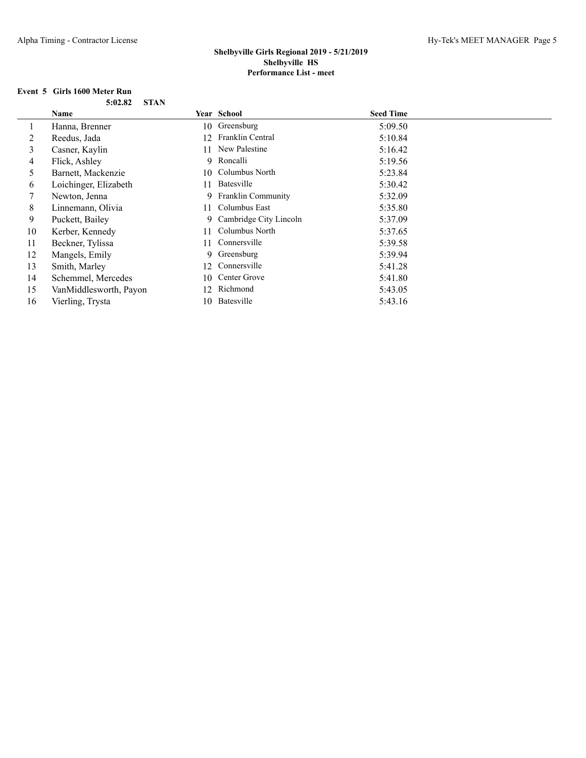## Shelbyville Girls Regional 2019 - 5/21/2019
## Shelbyville HS
## Performance List - meet

**Event 5 Girls 1600 Meter Run**

**5:02.82 STAN**

| | Name | Year | School | Seed Time |
|---|---|---|---|---|
| 1 | Hanna, Brenner | 10 | Greensburg | 5:09.50 |
| 2 | Reedus, Jada | 12 | Franklin Central | 5:10.84 |
| 3 | Casner, Kaylin | 11 | New Palestine | 5:16.42 |
| 4 | Flick, Ashley | 9 | Roncalli | 5:19.56 |
| 5 | Barnett, Mackenzie | 10 | Columbus North | 5:23.84 |
| 6 | Loichinger, Elizabeth | 11 | Batesville | 5:30.42 |
| 7 | Newton, Jenna | 9 | Franklin Community | 5:32.09 |
| 8 | Linnemann, Olivia | 11 | Columbus East | 5:35.80 |
| 9 | Puckett, Bailey | 9 | Cambridge City Lincoln | 5:37.09 |
| 10 | Kerber, Kennedy | 11 | Columbus North | 5:37.65 |
| 11 | Beckner, Tylissa | 11 | Connersville | 5:39.58 |
| 12 | Mangels, Emily | 9 | Greensburg | 5:39.94 |
| 13 | Smith, Marley | 12 | Connersville | 5:41.28 |
| 14 | Schemmel, Mercedes | 10 | Center Grove | 5:41.80 |
| 15 | VanMiddlesworth, Payon | 12 | Richmond | 5:43.05 |
| 16 | Vierling, Trysta | 10 | Batesville | 5:43.16 |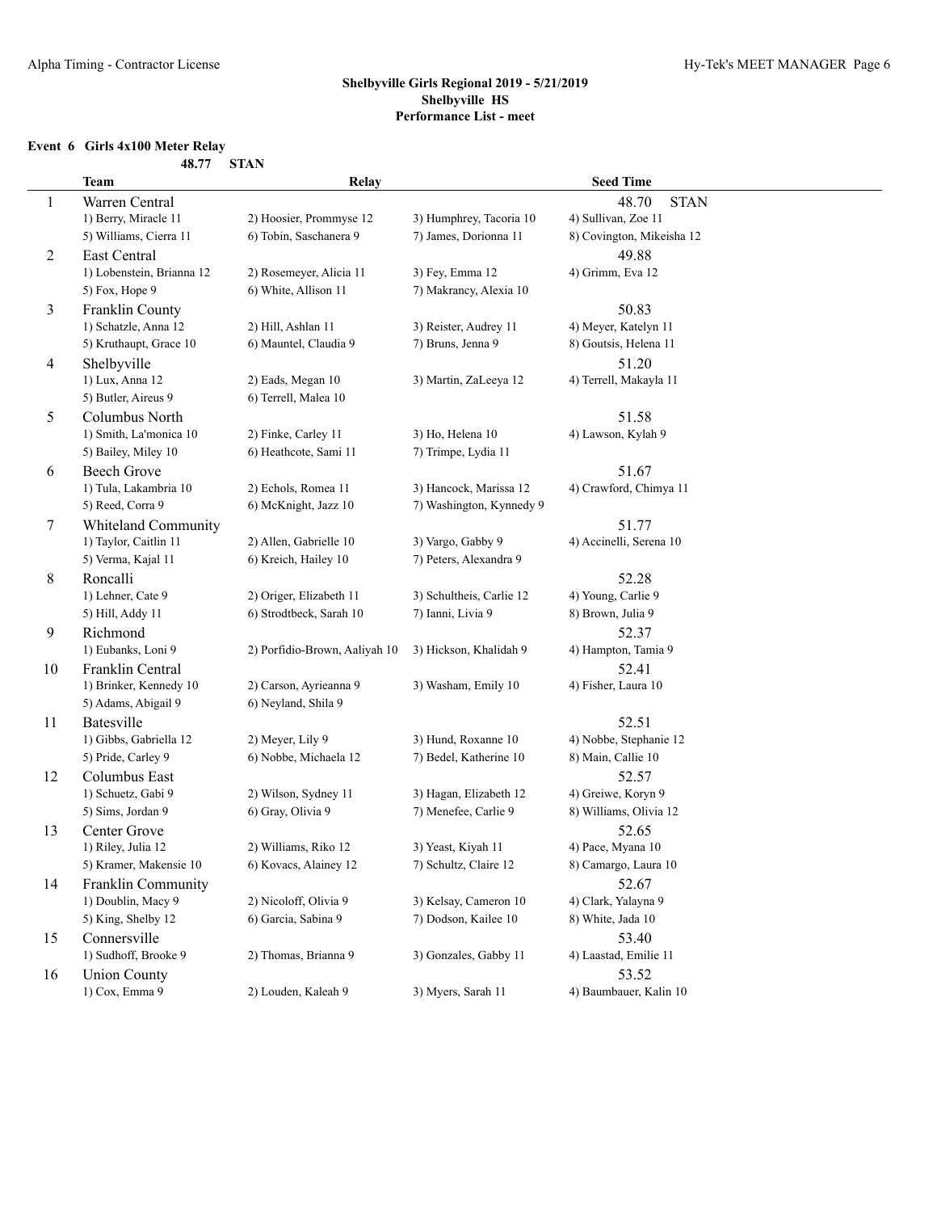**Shelbyville Girls Regional 2019 - 5/21/2019**
**Shelbyville HS**
**Performance List - meet**

**Event 6 Girls 4x100 Meter Relay**

**48.77 STAN**

| | Team | Relay | | Seed Time |
|---|---|---|---|---|
| 1 | Warren Central | | | 48.70 STAN |
| | 1) Berry, Miracle 11 | 2) Hoosier, Prommyse 12 | 3) Humphrey, Tacoria 10 | 4) Sullivan, Zoe 11 |
| | 5) Williams, Cierra 11 | 6) Tobin, Saschanera 9 | 7) James, Dorionna 11 | 8) Covington, Mikeisha 12 |
| 2 | East Central | | | 49.88 |
| | 1) Lobenstein, Brianna 12 | 2) Rosemeyer, Alicia 11 | 3) Fey, Emma 12 | 4) Grimm, Eva 12 |
| | 5) Fox, Hope 9 | 6) White, Allison 11 | 7) Makrancy, Alexia 10 | |
| 3 | Franklin County | | | 50.83 |
| | 1) Schatzle, Anna 12 | 2) Hill, Ashlan 11 | 3) Reister, Audrey 11 | 4) Meyer, Katelyn 11 |
| | 5) Kruthaupt, Grace 10 | 6) Mauntel, Claudia 9 | 7) Bruns, Jenna 9 | 8) Goutsis, Helena 11 |
| 4 | Shelbyville | | | 51.20 |
| | 1) Lux, Anna 12 | 2) Eads, Megan 10 | 3) Martin, ZaLeeya 12 | 4) Terrell, Makayla 11 |
| | 5) Butler, Aireus 9 | 6) Terrell, Malea 10 | | |
| 5 | Columbus North | | | 51.58 |
| | 1) Smith, La'monica 10 | 2) Finke, Carley 11 | 3) Ho, Helena 10 | 4) Lawson, Kylah 9 |
| | 5) Bailey, Miley 10 | 6) Heathcote, Sami 11 | 7) Trimpe, Lydia 11 | |
| 6 | Beech Grove | | | 51.67 |
| | 1) Tula, Lakambria 10 | 2) Echols, Romea 11 | 3) Hancock, Marissa 12 | 4) Crawford, Chimya 11 |
| | 5) Reed, Corra 9 | 6) McKnight, Jazz 10 | 7) Washington, Kynnedy 9 | |
| 7 | Whiteland Community | | | 51.77 |
| | 1) Taylor, Caitlin 11 | 2) Allen, Gabrielle 10 | 3) Vargo, Gabby 9 | 4) Accinelli, Serena 10 |
| | 5) Verma, Kajal 11 | 6) Kreich, Hailey 10 | 7) Peters, Alexandra 9 | |
| 8 | Roncalli | | | 52.28 |
| | 1) Lehner, Cate 9 | 2) Origer, Elizabeth 11 | 3) Schultheis, Carlie 12 | 4) Young, Carlie 9 |
| | 5) Hill, Addy 11 | 6) Strodtbeck, Sarah 10 | 7) Ianni, Livia 9 | 8) Brown, Julia 9 |
| 9 | Richmond | | | 52.37 |
| | 1) Eubanks, Loni 9 | 2) Porfidio-Brown, Aaliyah 10 | 3) Hickson, Khalidah 9 | 4) Hampton, Tamia 9 |
| 10 | Franklin Central | | | 52.41 |
| | 1) Brinker, Kennedy 10 | 2) Carson, Ayrieanna 9 | 3) Washam, Emily 10 | 4) Fisher, Laura 10 |
| | 5) Adams, Abigail 9 | 6) Neyland, Shila 9 | | |
| 11 | Batesville | | | 52.51 |
| | 1) Gibbs, Gabriella 12 | 2) Meyer, Lily 9 | 3) Hund, Roxanne 10 | 4) Nobbe, Stephanie 12 |
| | 5) Pride, Carley 9 | 6) Nobbe, Michaela 12 | 7) Bedel, Katherine 10 | 8) Main, Callie 10 |
| 12 | Columbus East | | | 52.57 |
| | 1) Schuetz, Gabi 9 | 2) Wilson, Sydney 11 | 3) Hagan, Elizabeth 12 | 4) Greiwe, Koryn 9 |
| | 5) Sims, Jordan 9 | 6) Gray, Olivia 9 | 7) Menefee, Carlie 9 | 8) Williams, Olivia 12 |
| 13 | Center Grove | | | 52.65 |
| | 1) Riley, Julia 12 | 2) Williams, Riko 12 | 3) Yeast, Kiyah 11 | 4) Pace, Myana 10 |
| | 5) Kramer, Makensie 10 | 6) Kovacs, Alainey 12 | 7) Schultz, Claire 12 | 8) Camargo, Laura 10 |
| 14 | Franklin Community | | | 52.67 |
| | 1) Doublin, Macy 9 | 2) Nicoloff, Olivia 9 | 3) Kelsay, Cameron 10 | 4) Clark, Yalayna 9 |
| | 5) King, Shelby 12 | 6) Garcia, Sabina 9 | 7) Dodson, Kailee 10 | 8) White, Jada 10 |
| 15 | Connersville | | | 53.40 |
| | 1) Sudhoff, Brooke 9 | 2) Thomas, Brianna 9 | 3) Gonzales, Gabby 11 | 4) Laastad, Emilie 11 |
| 16 | Union County | | | 53.52 |
| | 1) Cox, Emma 9 | 2) Louden, Kaleah 9 | 3) Myers, Sarah 11 | 4) Baumbauer, Kalin 10 |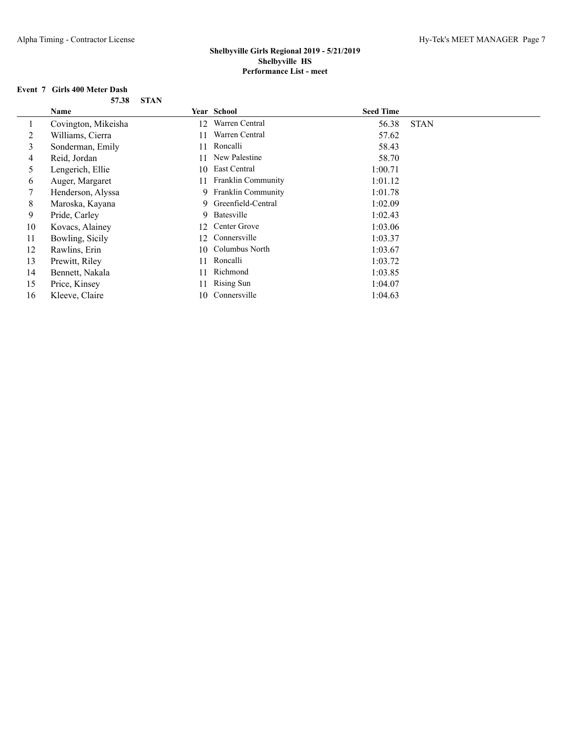**Shelbyville Girls Regional 2019 - 5/21/2019**
**Shelbyville HS**
**Performance List - meet**

**Event 7 Girls 400 Meter Dash**

**57.38 STAN**

| | Name | Year | School | Seed Time | |
|---|---|---|---|---|---|
| 1 | Covington, Mikeisha | 12 | Warren Central | 56.38 | STAN |
| 2 | Williams, Cierra | 11 | Warren Central | 57.62 | |
| 3 | Sonderman, Emily | 11 | Roncalli | 58.43 | |
| 4 | Reid, Jordan | 11 | New Palestine | 58.70 | |
| 5 | Lengerich, Ellie | 10 | East Central | 1:00.71 | |
| 6 | Auger, Margaret | 11 | Franklin Community | 1:01.12 | |
| 7 | Henderson, Alyssa | 9 | Franklin Community | 1:01.78 | |
| 8 | Maroska, Kayana | 9 | Greenfield-Central | 1:02.09 | |
| 9 | Pride, Carley | 9 | Batesville | 1:02.43 | |
| 10 | Kovacs, Alainey | 12 | Center Grove | 1:03.06 | |
| 11 | Bowling, Sicily | 12 | Connersville | 1:03.37 | |
| 12 | Rawlins, Erin | 10 | Columbus North | 1:03.67 | |
| 13 | Prewitt, Riley | 11 | Roncalli | 1:03.72 | |
| 14 | Bennett, Nakala | 11 | Richmond | 1:03.85 | |
| 15 | Price, Kinsey | 11 | Rising Sun | 1:04.07 | |
| 16 | Kleeve, Claire | 10 | Connersville | 1:04.63 | |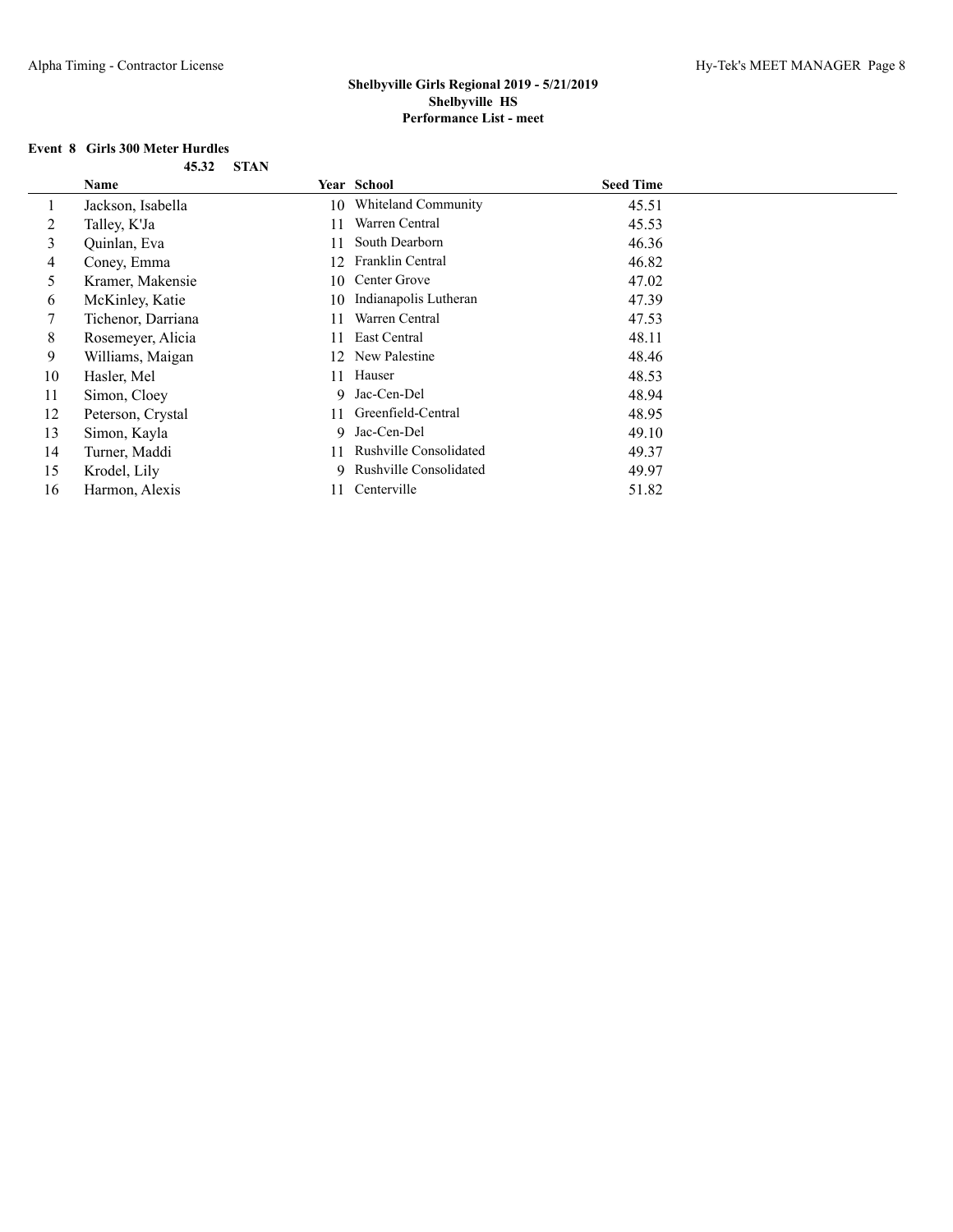## Shelbyville Girls Regional 2019 - 5/21/2019
## Shelbyville HS
## Performance List - meet

### Event 8 Girls 300 Meter Hurdles

45.32 STAN

| | Name | Year | School | Seed Time |
|---|---|---|---|---|
| 1 | Jackson, Isabella | 10 | Whiteland Community | 45.51 |
| 2 | Talley, K'Ja | 11 | Warren Central | 45.53 |
| 3 | Quinlan, Eva | 11 | South Dearborn | 46.36 |
| 4 | Coney, Emma | 12 | Franklin Central | 46.82 |
| 5 | Kramer, Makensie | 10 | Center Grove | 47.02 |
| 6 | McKinley, Katie | 10 | Indianapolis Lutheran | 47.39 |
| 7 | Tichenor, Darriana | 11 | Warren Central | 47.53 |
| 8 | Rosemeyer, Alicia | 11 | East Central | 48.11 |
| 9 | Williams, Maigan | 12 | New Palestine | 48.46 |
| 10 | Hasler, Mel | 11 | Hauser | 48.53 |
| 11 | Simon, Cloey | 9 | Jac-Cen-Del | 48.94 |
| 12 | Peterson, Crystal | 11 | Greenfield-Central | 48.95 |
| 13 | Simon, Kayla | 9 | Jac-Cen-Del | 49.10 |
| 14 | Turner, Maddi | 11 | Rushville Consolidated | 49.37 |
| 15 | Krodel, Lily | 9 | Rushville Consolidated | 49.97 |
| 16 | Harmon, Alexis | 11 | Centerville | 51.82 |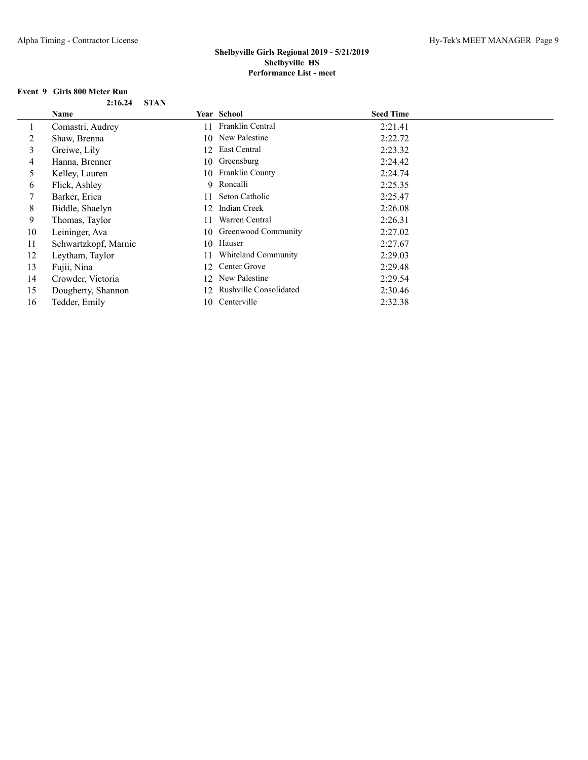# Shelbyville Girls Regional 2019 - 5/21/2019
## Shelbyville HS
### Performance List - meet

**Event 9 Girls 800 Meter Run**

**2:16.24 STAN**

| | Name | Year | School | Seed Time |
|---|---|---|---|---|
| 1 | Comastri, Audrey | 11 | Franklin Central | 2:21.41 |
| 2 | Shaw, Brenna | 10 | New Palestine | 2:22.72 |
| 3 | Greiwe, Lily | 12 | East Central | 2:23.32 |
| 4 | Hanna, Brenner | 10 | Greensburg | 2:24.42 |
| 5 | Kelley, Lauren | 10 | Franklin County | 2:24.74 |
| 6 | Flick, Ashley | 9 | Roncalli | 2:25.35 |
| 7 | Barker, Erica | 11 | Seton Catholic | 2:25.47 |
| 8 | Biddle, Shaelyn | 12 | Indian Creek | 2:26.08 |
| 9 | Thomas, Taylor | 11 | Warren Central | 2:26.31 |
| 10 | Leininger, Ava | 10 | Greenwood Community | 2:27.02 |
| 11 | Schwartzkopf, Marnie | 10 | Hauser | 2:27.67 |
| 12 | Leytham, Taylor | 11 | Whiteland Community | 2:29.03 |
| 13 | Fujii, Nina | 12 | Center Grove | 2:29.48 |
| 14 | Crowder, Victoria | 12 | New Palestine | 2:29.54 |
| 15 | Dougherty, Shannon | 12 | Rushville Consolidated | 2:30.46 |
| 16 | Tedder, Emily | 10 | Centerville | 2:32.38 |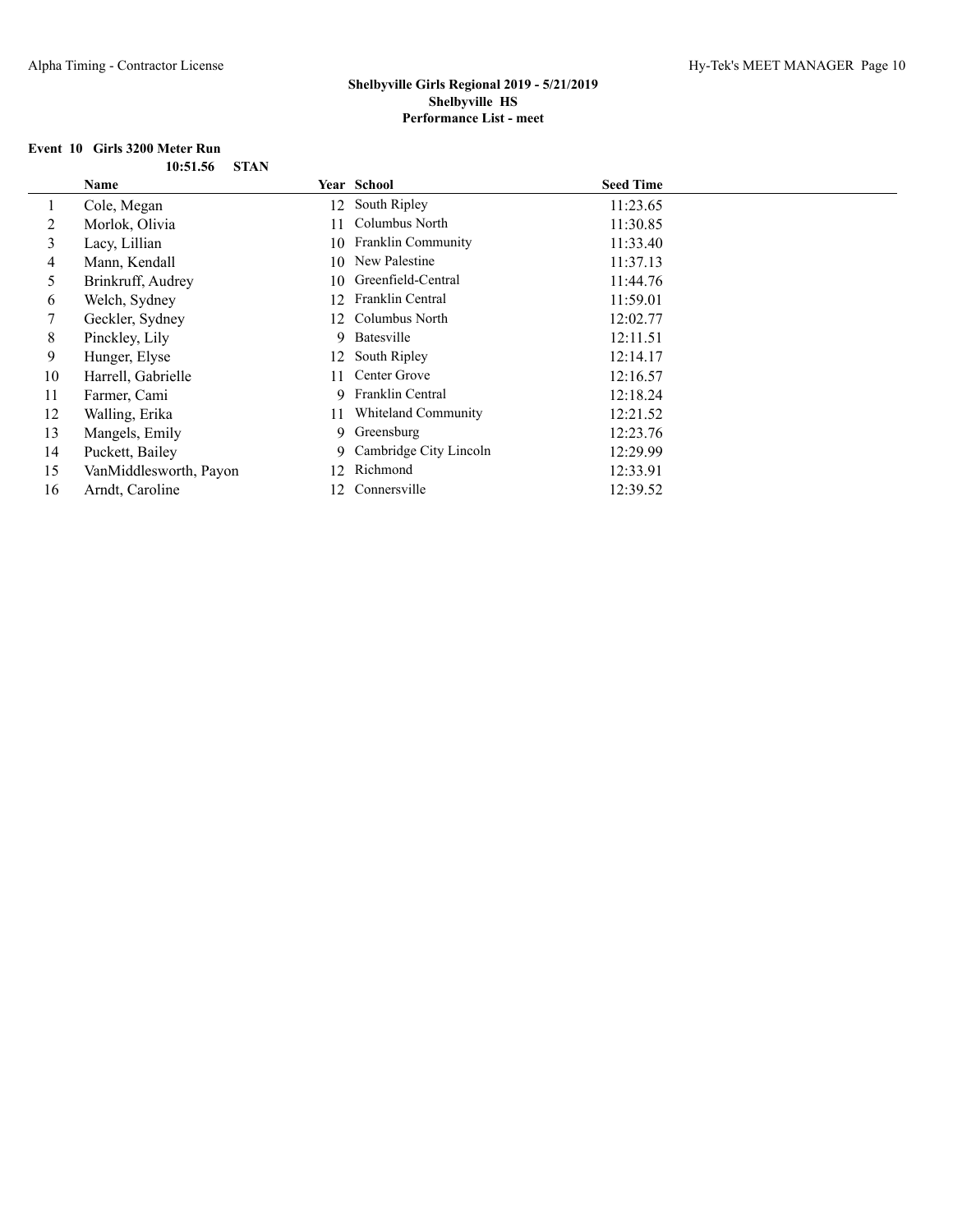# Shelbyville Girls Regional 2019 - 5/21/2019
## Shelbyville HS
### Performance List - meet

**Event 10 Girls 3200 Meter Run**

**10:51.56 STAN**

| | Name | Year | School | Seed Time |
|---|---|---|---|---|
| 1 | Cole, Megan | 12 | South Ripley | 11:23.65 |
| 2 | Morlok, Olivia | 11 | Columbus North | 11:30.85 |
| 3 | Lacy, Lillian | 10 | Franklin Community | 11:33.40 |
| 4 | Mann, Kendall | 10 | New Palestine | 11:37.13 |
| 5 | Brinkruff, Audrey | 10 | Greenfield-Central | 11:44.76 |
| 6 | Welch, Sydney | 12 | Franklin Central | 11:59.01 |
| 7 | Geckler, Sydney | 12 | Columbus North | 12:02.77 |
| 8 | Pinckley, Lily | 9 | Batesville | 12:11.51 |
| 9 | Hunger, Elyse | 12 | South Ripley | 12:14.17 |
| 10 | Harrell, Gabrielle | 11 | Center Grove | 12:16.57 |
| 11 | Farmer, Cami | 9 | Franklin Central | 12:18.24 |
| 12 | Walling, Erika | 11 | Whiteland Community | 12:21.52 |
| 13 | Mangels, Emily | 9 | Greensburg | 12:23.76 |
| 14 | Puckett, Bailey | 9 | Cambridge City Lincoln | 12:29.99 |
| 15 | VanMiddlesworth, Payon | 12 | Richmond | 12:33.91 |
| 16 | Arndt, Caroline | 12 | Connersville | 12:39.52 |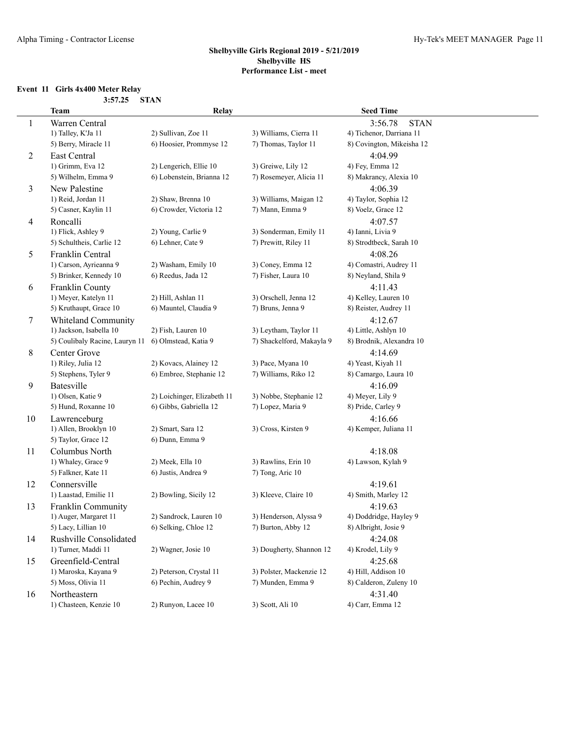## Shelbyville Girls Regional 2019 - 5/21/2019
**Shelbyville HS**
**Performance List - meet**

### Event 11 Girls 4x400 Meter Relay

**3:57.25 STAN**

| | Team | Relay | | Seed Time |
|---|---|---|---|---|
| 1 | Warren Central | | | 3:56.78 STAN |
| | 1) Talley, K'Ja 11 | 2) Sullivan, Zoe 11 | 3) Williams, Cierra 11 | 4) Tichenor, Darriana 11 |
| | 5) Berry, Miracle 11 | 6) Hoosier, Prommyse 12 | 7) Thomas, Taylor 11 | 8) Covington, Mikeisha 12 |
| 2 | East Central | | | 4:04.99 |
| | 1) Grimm, Eva 12 | 2) Lengerich, Ellie 10 | 3) Greiwe, Lily 12 | 4) Fey, Emma 12 |
| | 5) Wilhelm, Emma 9 | 6) Lobenstein, Brianna 12 | 7) Rosemeyer, Alicia 11 | 8) Makrancy, Alexia 10 |
| 3 | New Palestine | | | 4:06.39 |
| | 1) Reid, Jordan 11 | 2) Shaw, Brenna 10 | 3) Williams, Maigan 12 | 4) Taylor, Sophia 12 |
| | 5) Casner, Kaylin 11 | 6) Crowder, Victoria 12 | 7) Mann, Emma 9 | 8) Voelz, Grace 12 |
| 4 | Roncalli | | | 4:07.57 |
| | 1) Flick, Ashley 9 | 2) Young, Carlie 9 | 3) Sonderman, Emily 11 | 4) Ianni, Livia 9 |
| | 5) Schultheis, Carlie 12 | 6) Lehner, Cate 9 | 7) Prewitt, Riley 11 | 8) Strodtbeck, Sarah 10 |
| 5 | Franklin Central | | | 4:08.26 |
| | 1) Carson, Ayrieanna 9 | 2) Washam, Emily 10 | 3) Coney, Emma 12 | 4) Comastri, Audrey 11 |
| | 5) Brinker, Kennedy 10 | 6) Reedus, Jada 12 | 7) Fisher, Laura 10 | 8) Neyland, Shila 9 |
| 6 | Franklin County | | | 4:11.43 |
| | 1) Meyer, Katelyn 11 | 2) Hill, Ashlan 11 | 3) Orschell, Jenna 12 | 4) Kelley, Lauren 10 |
| | 5) Kruthaupt, Grace 10 | 6) Mauntel, Claudia 9 | 7) Bruns, Jenna 9 | 8) Reister, Audrey 11 |
| 7 | Whiteland Community | | | 4:12.67 |
| | 1) Jackson, Isabella 10 | 2) Fish, Lauren 10 | 3) Leytham, Taylor 11 | 4) Little, Ashlyn 10 |
| | 5) Coulibaly Racine, Lauryn 11 | 6) Olmstead, Katia 9 | 7) Shackelford, Makayla 9 | 8) Brodnik, Alexandra 10 |
| 8 | Center Grove | | | 4:14.69 |
| | 1) Riley, Julia 12 | 2) Kovacs, Alainey 12 | 3) Pace, Myana 10 | 4) Yeast, Kiyah 11 |
| | 5) Stephens, Tyler 9 | 6) Embree, Stephanie 12 | 7) Williams, Riko 12 | 8) Camargo, Laura 10 |
| 9 | Batesville | | | 4:16.09 |
| | 1) Olsen, Katie 9 | 2) Loichinger, Elizabeth 11 | 3) Nobbe, Stephanie 12 | 4) Meyer, Lily 9 |
| | 5) Hund, Roxanne 10 | 6) Gibbs, Gabriella 12 | 7) Lopez, Maria 9 | 8) Pride, Carley 9 |
| 10 | Lawrenceburg | | | 4:16.66 |
| | 1) Allen, Brooklyn 10 | 2) Smart, Sara 12 | 3) Cross, Kirsten 9 | 4) Kemper, Juliana 11 |
| | 5) Taylor, Grace 12 | 6) Dunn, Emma 9 | | |
| 11 | Columbus North | | | 4:18.08 |
| | 1) Whaley, Grace 9 | 2) Meek, Ella 10 | 3) Rawlins, Erin 10 | 4) Lawson, Kylah 9 |
| | 5) Falkner, Kate 11 | 6) Justis, Andrea 9 | 7) Tong, Aric 10 | |
| 12 | Connersville | | | 4:19.61 |
| | 1) Laastad, Emilie 11 | 2) Bowling, Sicily 12 | 3) Kleeve, Claire 10 | 4) Smith, Marley 12 |
| 13 | Franklin Community | | | 4:19.63 |
| | 1) Auger, Margaret 11 | 2) Sandrock, Lauren 10 | 3) Henderson, Alyssa 9 | 4) Doddridge, Hayley 9 |
| | 5) Lacy, Lillian 10 | 6) Selking, Chloe 12 | 7) Burton, Abby 12 | 8) Albright, Josie 9 |
| 14 | Rushville Consolidated | | | 4:24.08 |
| | 1) Turner, Maddi 11 | 2) Wagner, Josie 10 | 3) Dougherty, Shannon 12 | 4) Krodel, Lily 9 |
| 15 | Greenfield-Central | | | 4:25.68 |
| | 1) Maroska, Kayana 9 | 2) Peterson, Crystal 11 | 3) Polster, Mackenzie 12 | 4) Hill, Addison 10 |
| | 5) Moss, Olivia 11 | 6) Pechin, Audrey 9 | 7) Munden, Emma 9 | 8) Calderon, Zuleny 10 |
| 16 | Northeastern | | | 4:31.40 |
| | 1) Chasteen, Kenzie 10 | 2) Runyon, Lacee 10 | 3) Scott, Ali 10 | 4) Carr, Emma 12 |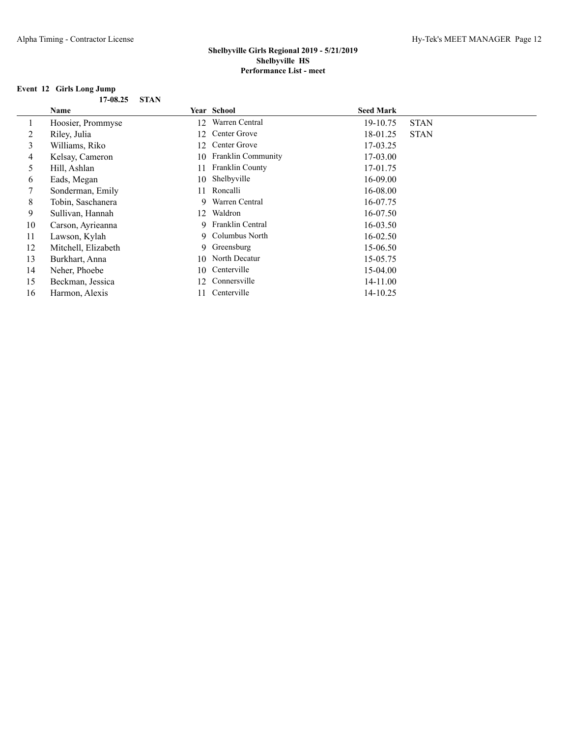**Shelbyville Girls Regional 2019 - 5/21/2019**
**Shelbyville HS**
**Performance List - meet**

### Event 12 Girls Long Jump

**17-08.25 STAN**

| | Name | Year | School | Seed Mark | |
|---|---|---|---|---|---|
| 1 | Hoosier, Prommyse | 12 | Warren Central | 19-10.75 | STAN |
| 2 | Riley, Julia | 12 | Center Grove | 18-01.25 | STAN |
| 3 | Williams, Riko | 12 | Center Grove | 17-03.25 | |
| 4 | Kelsay, Cameron | 10 | Franklin Community | 17-03.00 | |
| 5 | Hill, Ashlan | 11 | Franklin County | 17-01.75 | |
| 6 | Eads, Megan | 10 | Shelbyville | 16-09.00 | |
| 7 | Sonderman, Emily | 11 | Roncalli | 16-08.00 | |
| 8 | Tobin, Saschanera | 9 | Warren Central | 16-07.75 | |
| 9 | Sullivan, Hannah | 12 | Waldron | 16-07.50 | |
| 10 | Carson, Ayrieanna | 9 | Franklin Central | 16-03.50 | |
| 11 | Lawson, Kylah | 9 | Columbus North | 16-02.50 | |
| 12 | Mitchell, Elizabeth | 9 | Greensburg | 15-06.50 | |
| 13 | Burkhart, Anna | 10 | North Decatur | 15-05.75 | |
| 14 | Neher, Phoebe | 10 | Centerville | 15-04.00 | |
| 15 | Beckman, Jessica | 12 | Connersville | 14-11.00 | |
| 16 | Harmon, Alexis | 11 | Centerville | 14-10.25 | |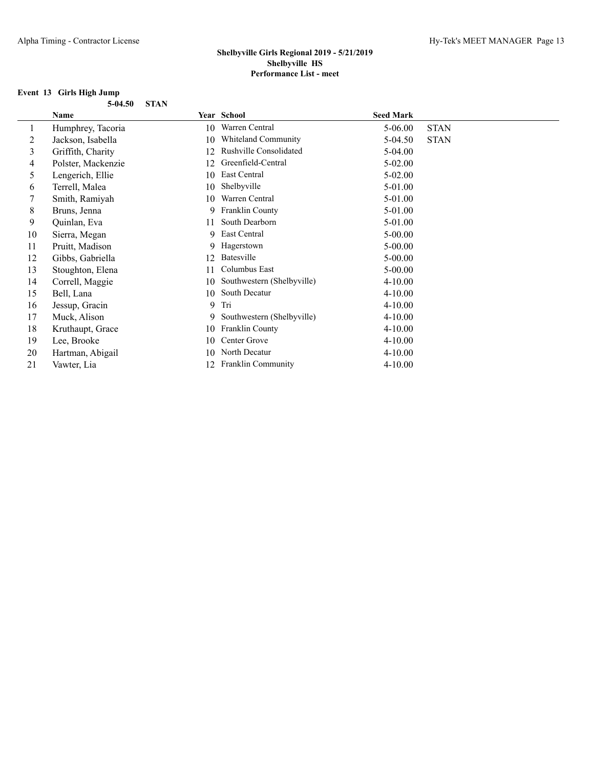**Shelbyville Girls Regional 2019 - 5/21/2019**
**Shelbyville HS**
**Performance List - meet**

**Event 13 Girls High Jump**

**5-04.50 STAN**

| | Name | Year | School | Seed Mark | |
|---|---|---|---|---|---|
| 1 | Humphrey, Tacoria | 10 | Warren Central | 5-06.00 | STAN |
| 2 | Jackson, Isabella | 10 | Whiteland Community | 5-04.50 | STAN |
| 3 | Griffith, Charity | 12 | Rushville Consolidated | 5-04.00 | |
| 4 | Polster, Mackenzie | 12 | Greenfield-Central | 5-02.00 | |
| 5 | Lengerich, Ellie | 10 | East Central | 5-02.00 | |
| 6 | Terrell, Malea | 10 | Shelbyville | 5-01.00 | |
| 7 | Smith, Ramiyah | 10 | Warren Central | 5-01.00 | |
| 8 | Bruns, Jenna | 9 | Franklin County | 5-01.00 | |
| 9 | Quinlan, Eva | 11 | South Dearborn | 5-01.00 | |
| 10 | Sierra, Megan | 9 | East Central | 5-00.00 | |
| 11 | Pruitt, Madison | 9 | Hagerstown | 5-00.00 | |
| 12 | Gibbs, Gabriella | 12 | Batesville | 5-00.00 | |
| 13 | Stoughton, Elena | 11 | Columbus East | 5-00.00 | |
| 14 | Correll, Maggie | 10 | Southwestern (Shelbyville) | 4-10.00 | |
| 15 | Bell, Lana | 10 | South Decatur | 4-10.00 | |
| 16 | Jessup, Gracin | 9 | Tri | 4-10.00 | |
| 17 | Muck, Alison | 9 | Southwestern (Shelbyville) | 4-10.00 | |
| 18 | Kruthaupt, Grace | 10 | Franklin County | 4-10.00 | |
| 19 | Lee, Brooke | 10 | Center Grove | 4-10.00 | |
| 20 | Hartman, Abigail | 10 | North Decatur | 4-10.00 | |
| 21 | Vawter, Lia | 12 | Franklin Community | 4-10.00 | |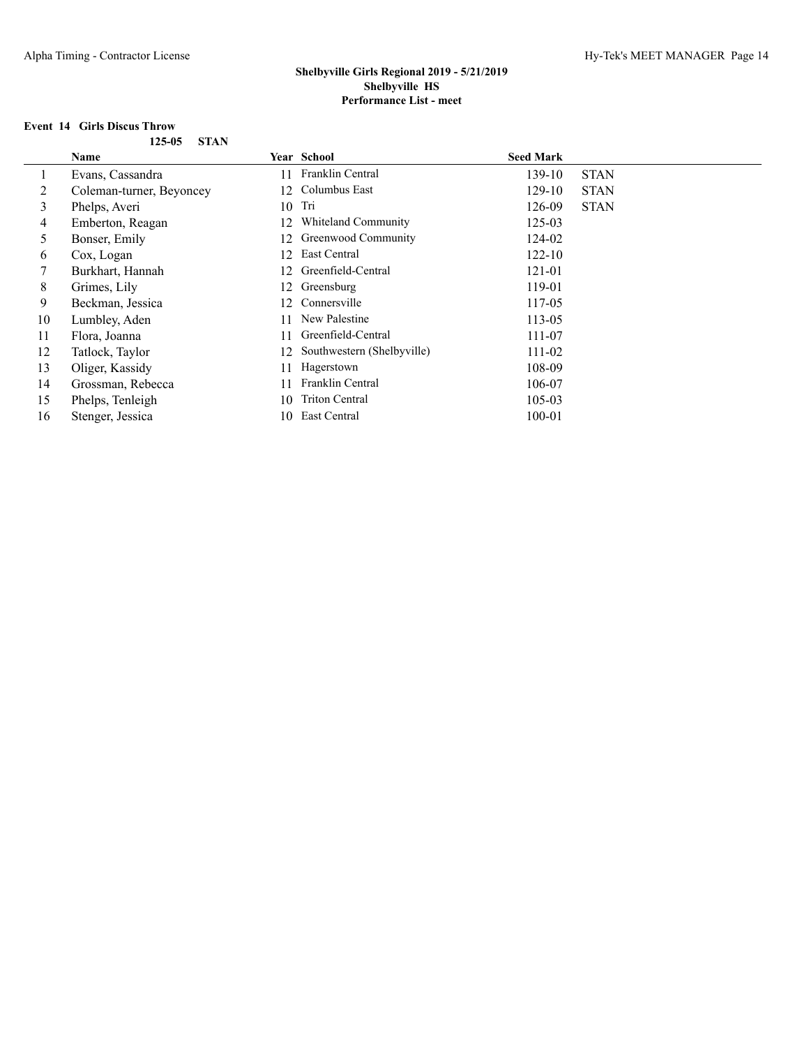## Shelbyville Girls Regional 2019 - 5/21/2019
## Shelbyville HS
## Performance List - meet

### Event 14 Girls Discus Throw

**125-05 STAN**

| | Name | Year | School | Seed Mark | |
|---|---|---|---|---|---|
| 1 | Evans, Cassandra | 11 | Franklin Central | 139-10 | STAN |
| 2 | Coleman-turner, Beyoncey | 12 | Columbus East | 129-10 | STAN |
| 3 | Phelps, Averi | 10 | Tri | 126-09 | STAN |
| 4 | Emberton, Reagan | 12 | Whiteland Community | 125-03 | |
| 5 | Bonser, Emily | 12 | Greenwood Community | 124-02 | |
| 6 | Cox, Logan | 12 | East Central | 122-10 | |
| 7 | Burkhart, Hannah | 12 | Greenfield-Central | 121-01 | |
| 8 | Grimes, Lily | 12 | Greensburg | 119-01 | |
| 9 | Beckman, Jessica | 12 | Connersville | 117-05 | |
| 10 | Lumbley, Aden | 11 | New Palestine | 113-05 | |
| 11 | Flora, Joanna | 11 | Greenfield-Central | 111-07 | |
| 12 | Tatlock, Taylor | 12 | Southwestern (Shelbyville) | 111-02 | |
| 13 | Oliger, Kassidy | 11 | Hagerstown | 108-09 | |
| 14 | Grossman, Rebecca | 11 | Franklin Central | 106-07 | |
| 15 | Phelps, Tenleigh | 10 | Triton Central | 105-03 | |
| 16 | Stenger, Jessica | 10 | East Central | 100-01 | |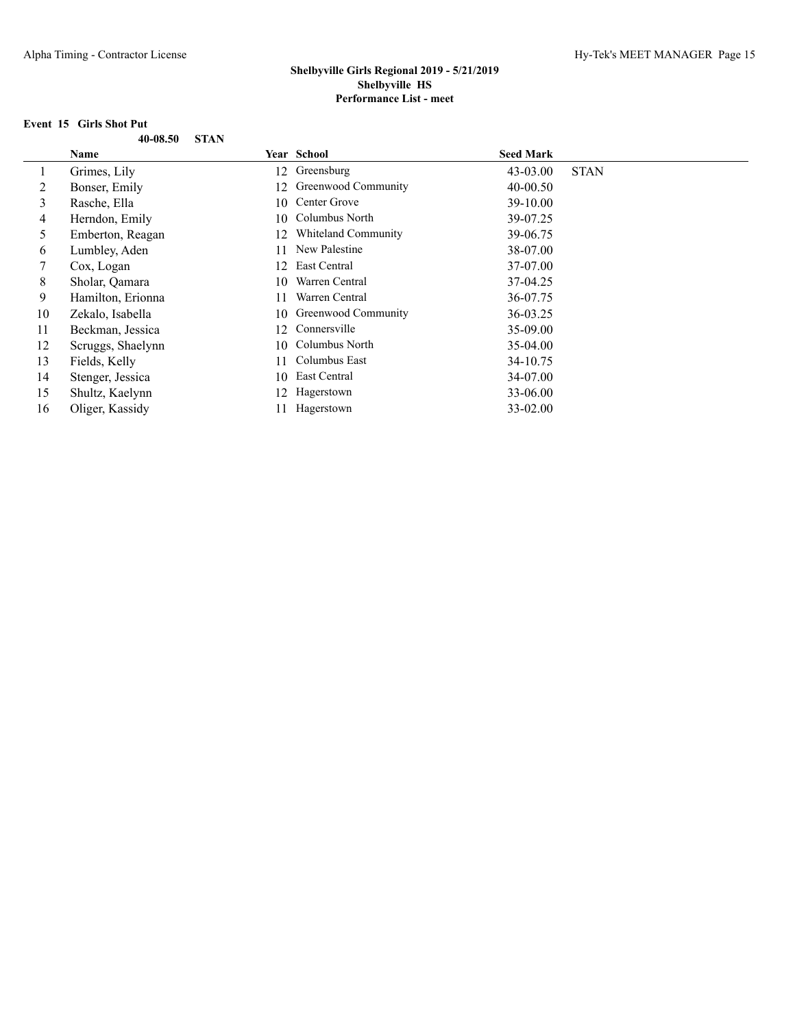**Shelbyville Girls Regional 2019 - 5/21/2019**
**Shelbyville HS**
**Performance List - meet**

### Event 15 Girls Shot Put

**40-08.50 STAN**

| | Name | Year | School | Seed Mark | |
|---|---|---|---|---|---|
| 1 | Grimes, Lily | 12 | Greensburg | 43-03.00 | STAN |
| 2 | Bonser, Emily | 12 | Greenwood Community | 40-00.50 | |
| 3 | Rasche, Ella | 10 | Center Grove | 39-10.00 | |
| 4 | Herndon, Emily | 10 | Columbus North | 39-07.25 | |
| 5 | Emberton, Reagan | 12 | Whiteland Community | 39-06.75 | |
| 6 | Lumbley, Aden | 11 | New Palestine | 38-07.00 | |
| 7 | Cox, Logan | 12 | East Central | 37-07.00 | |
| 8 | Sholar, Qamara | 10 | Warren Central | 37-04.25 | |
| 9 | Hamilton, Erionna | 11 | Warren Central | 36-07.75 | |
| 10 | Zekalo, Isabella | 10 | Greenwood Community | 36-03.25 | |
| 11 | Beckman, Jessica | 12 | Connersville | 35-09.00 | |
| 12 | Scruggs, Shaelynn | 10 | Columbus North | 35-04.00 | |
| 13 | Fields, Kelly | 11 | Columbus East | 34-10.75 | |
| 14 | Stenger, Jessica | 10 | East Central | 34-07.00 | |
| 15 | Shultz, Kaelynn | 12 | Hagerstown | 33-06.00 | |
| 16 | Oliger, Kassidy | 11 | Hagerstown | 33-02.00 | |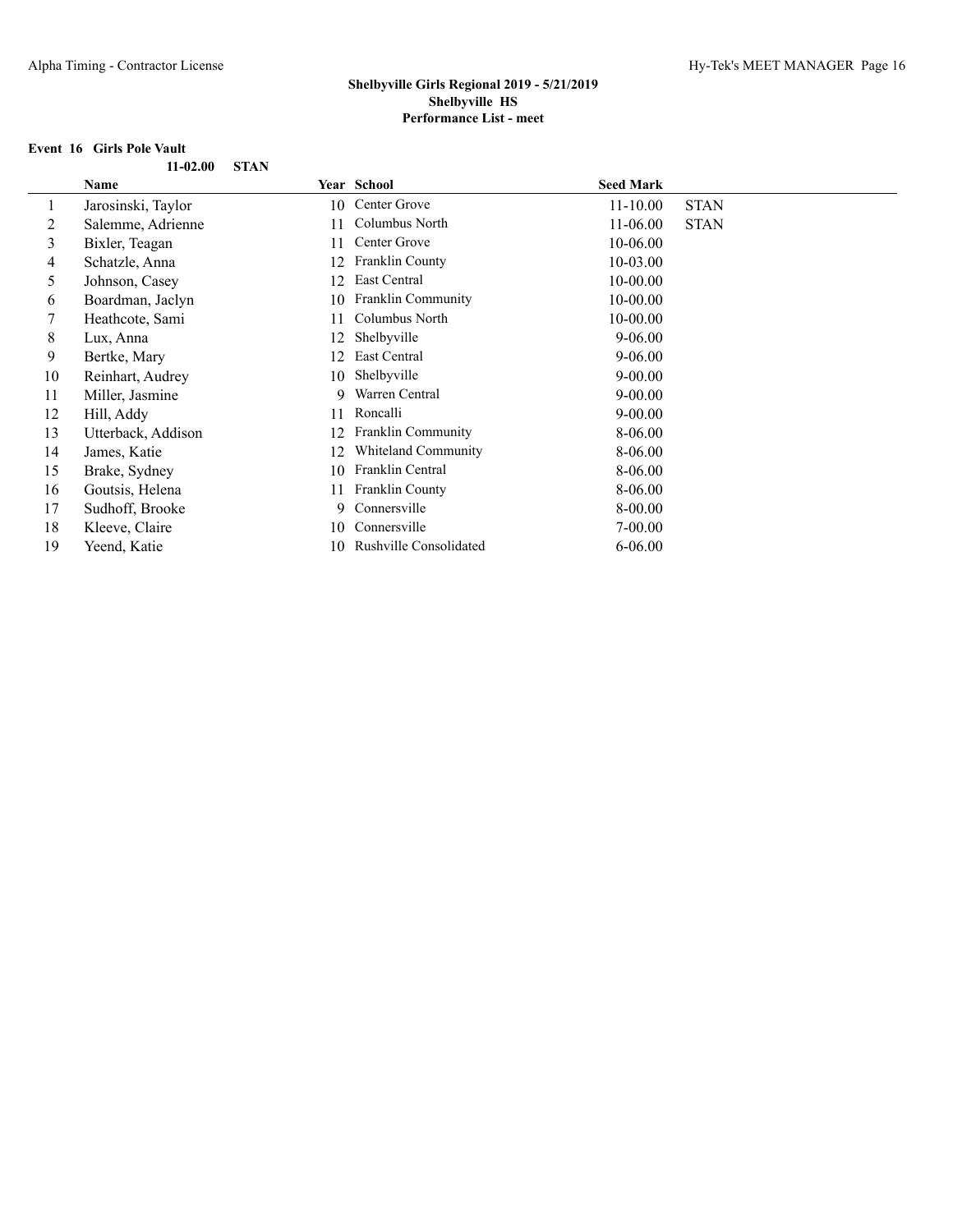**Shelbyville Girls Regional 2019 - 5/21/2019**
**Shelbyville HS**
**Performance List - meet**

### Event 16 Girls Pole Vault

**11-02.00 STAN**

| | Name | Year | School | Seed Mark | |
|---|---|---|---|---|---|
| 1 | Jarosinski, Taylor | 10 | Center Grove | 11-10.00 | STAN |
| 2 | Salemme, Adrienne | 11 | Columbus North | 11-06.00 | STAN |
| 3 | Bixler, Teagan | 11 | Center Grove | 10-06.00 | |
| 4 | Schatzle, Anna | 12 | Franklin County | 10-03.00 | |
| 5 | Johnson, Casey | 12 | East Central | 10-00.00 | |
| 6 | Boardman, Jaclyn | 10 | Franklin Community | 10-00.00 | |
| 7 | Heathcote, Sami | 11 | Columbus North | 10-00.00 | |
| 8 | Lux, Anna | 12 | Shelbyville | 9-06.00 | |
| 9 | Bertke, Mary | 12 | East Central | 9-06.00 | |
| 10 | Reinhart, Audrey | 10 | Shelbyville | 9-00.00 | |
| 11 | Miller, Jasmine | 9 | Warren Central | 9-00.00 | |
| 12 | Hill, Addy | 11 | Roncalli | 9-00.00 | |
| 13 | Utterback, Addison | 12 | Franklin Community | 8-06.00 | |
| 14 | James, Katie | 12 | Whiteland Community | 8-06.00 | |
| 15 | Brake, Sydney | 10 | Franklin Central | 8-06.00 | |
| 16 | Goutsis, Helena | 11 | Franklin County | 8-06.00 | |
| 17 | Sudhoff, Brooke | 9 | Connersville | 8-00.00 | |
| 18 | Kleeve, Claire | 10 | Connersville | 7-00.00 | |
| 19 | Yeend, Katie | 10 | Rushville Consolidated | 6-06.00 | |